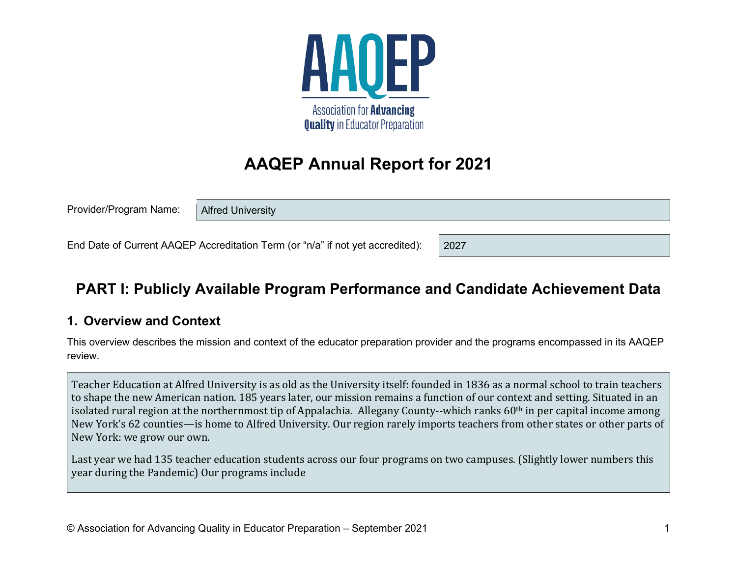# AAQEP Annual Report for 2021

| Provider/Program Name: | Alfred University |
|---|---|

| End Date of Current AAQEP Accreditation Term (or “n/a” if not yet accredited): | 2027 |
|---|---|

## PART I: Publicly Available Program Performance and Candidate Achievement Data

### 1. Overview and Context

This overview describes the mission and context of the educator preparation provider and the programs encompassed in its AAQEP review.

Teacher Education at Alfred University is as old as the University itself: founded in 1836 as a normal school to train teachers to shape the new American nation. 185 years later, our mission remains a function of our context and setting. Situated in an isolated rural region at the northernmost tip of Appalachia. Allegany County--which ranks 60th in per capital income among New York’s 62 counties—is home to Alfred University. Our region rarely imports teachers from other states or other parts of New York: we grow our own.

Last year we had 135 teacher education students across our four programs on two campuses. (Slightly lower numbers this year during the Pandemic) Our programs include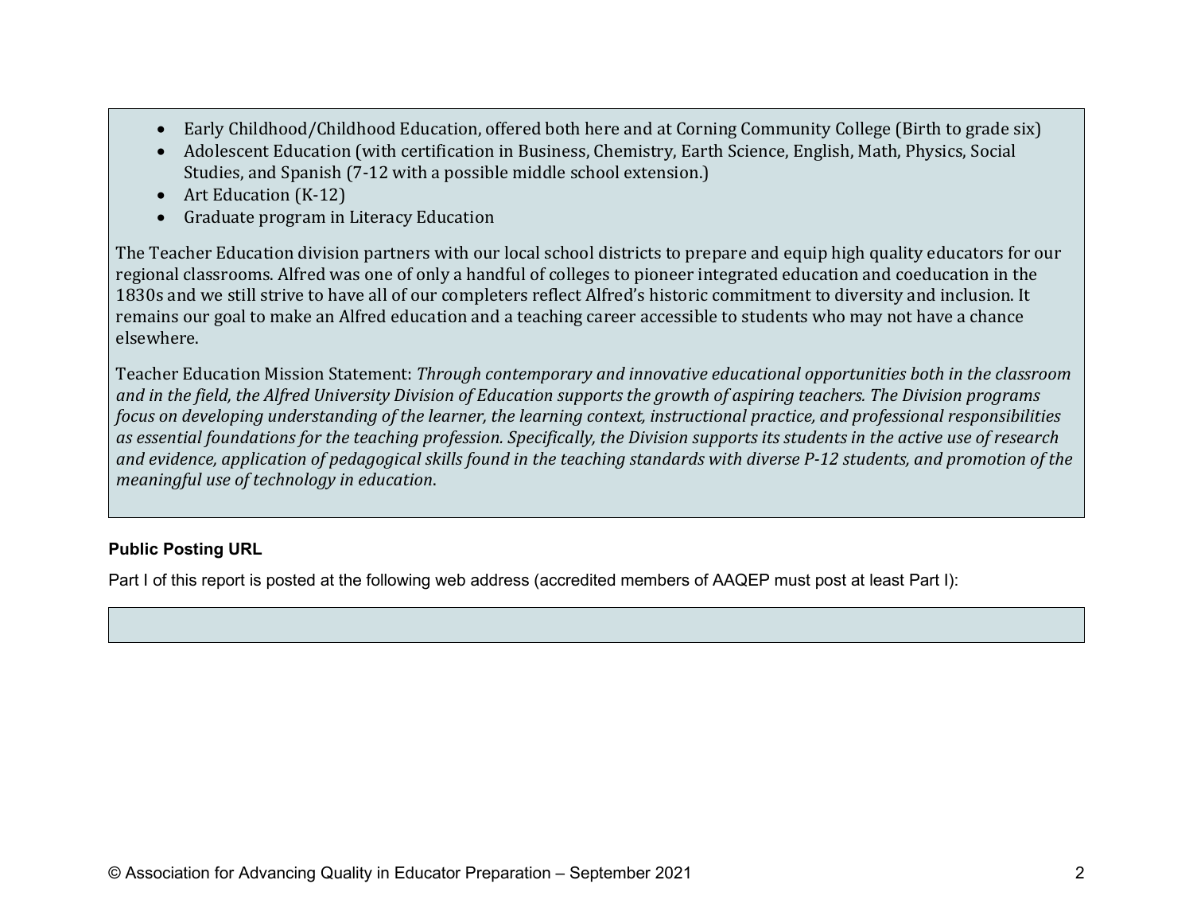- Early Childhood/Childhood Education, offered both here and at Corning Community College (Birth to grade six)
- Adolescent Education (with certification in Business, Chemistry, Earth Science, English, Math, Physics, Social Studies, and Spanish (7-12 with a possible middle school extension.)
- Art Education (K-12)
- Graduate program in Literacy Education

The Teacher Education division partners with our local school districts to prepare and equip high quality educators for our regional classrooms. Alfred was one of only a handful of colleges to pioneer integrated education and coeducation in the 1830s and we still strive to have all of our completers reflect Alfred's historic commitment to diversity and inclusion. It remains our goal to make an Alfred education and a teaching career accessible to students who may not have a chance elsewhere.

Teacher Education Mission Statement: *Through contemporary and innovative educational opportunities both in the classroom and in the field, the Alfred University Division of Education supports the growth of aspiring teachers. The Division programs focus on developing understanding of the learner, the learning context, instructional practice, and professional responsibilities as essential foundations for the teaching profession. Specifically, the Division supports its students in the active use of research and evidence, application of pedagogical skills found in the teaching standards with diverse P-12 students, and promotion of the meaningful use of technology in education.*

**Public Posting URL**

Part I of this report is posted at the following web address (accredited members of AAQEP must post at least Part I):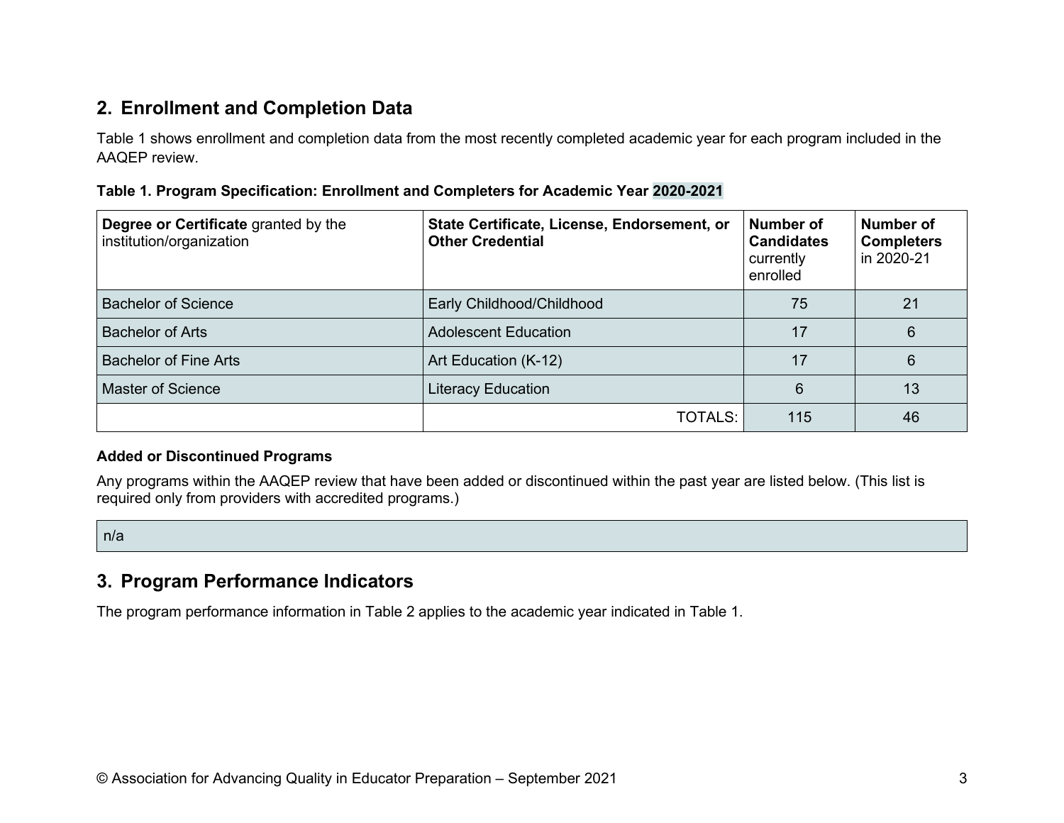## 2. Enrollment and Completion Data

Table 1 shows enrollment and completion data from the most recently completed academic year for each program included in the AAQEP review.

**Table 1. Program Specification: Enrollment and Completers for Academic Year 2020-2021**

| **Degree or Certificate** granted by the institution/organization | **State Certificate, License, Endorsement, or Other Credential** | **Number of Candidates** currently enrolled | **Number of Completers** in 2020-21 |
|---|---|---|---|
| Bachelor of Science | Early Childhood/Childhood | 75 | 21 |
| Bachelor of Arts | Adolescent Education | 17 | 6 |
| Bachelor of Fine Arts | Art Education (K-12) | 17 | 6 |
| Master of Science | Literacy Education | 6 | 13 |
| | TOTALS: | 115 | 46 |

**Added or Discontinued Programs**

Any programs within the AAQEP review that have been added or discontinued within the past year are listed below. (This list is required only from providers with accredited programs.)

n/a

## 3. Program Performance Indicators

The program performance information in Table 2 applies to the academic year indicated in Table 1.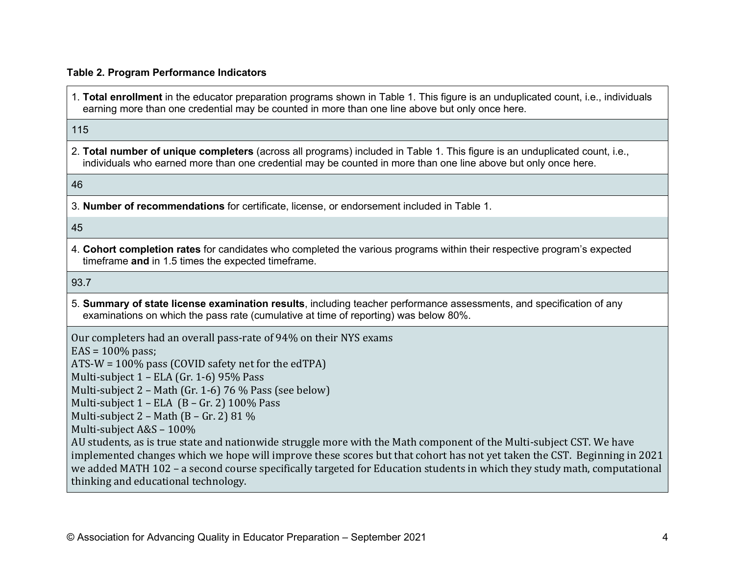**Table 2. Program Performance Indicators**

1. **Total enrollment** in the educator preparation programs shown in Table 1. This figure is an unduplicated count, i.e., individuals earning more than one credential may be counted in more than one line above but only once here.

115

2. **Total number of unique completers** (across all programs) included in Table 1. This figure is an unduplicated count, i.e., individuals who earned more than one credential may be counted in more than one line above but only once here.

46

3. **Number of recommendations** for certificate, license, or endorsement included in Table 1.

45

4. **Cohort completion rates** for candidates who completed the various programs within their respective program's expected timeframe **and** in 1.5 times the expected timeframe.

93.7

5. **Summary of state license examination results**, including teacher performance assessments, and specification of any examinations on which the pass rate (cumulative at time of reporting) was below 80%.

Our completers had an overall pass-rate of 94% on their NYS exams
EAS = 100% pass;
ATS-W = 100% pass (COVID safety net for the edTPA)
Multi-subject 1 – ELA (Gr. 1-6) 95% Pass
Multi-subject 2 – Math (Gr. 1-6) 76 % Pass (see below)
Multi-subject 1 – ELA (B – Gr. 2) 100% Pass
Multi-subject 2 – Math (B – Gr. 2) 81 %
Multi-subject A&S – 100%
AU students, as is true state and nationwide struggle more with the Math component of the Multi-subject CST. We have implemented changes which we hope will improve these scores but that cohort has not yet taken the CST. Beginning in 2021 we added MATH 102 – a second course specifically targeted for Education students in which they study math, computational thinking and educational technology.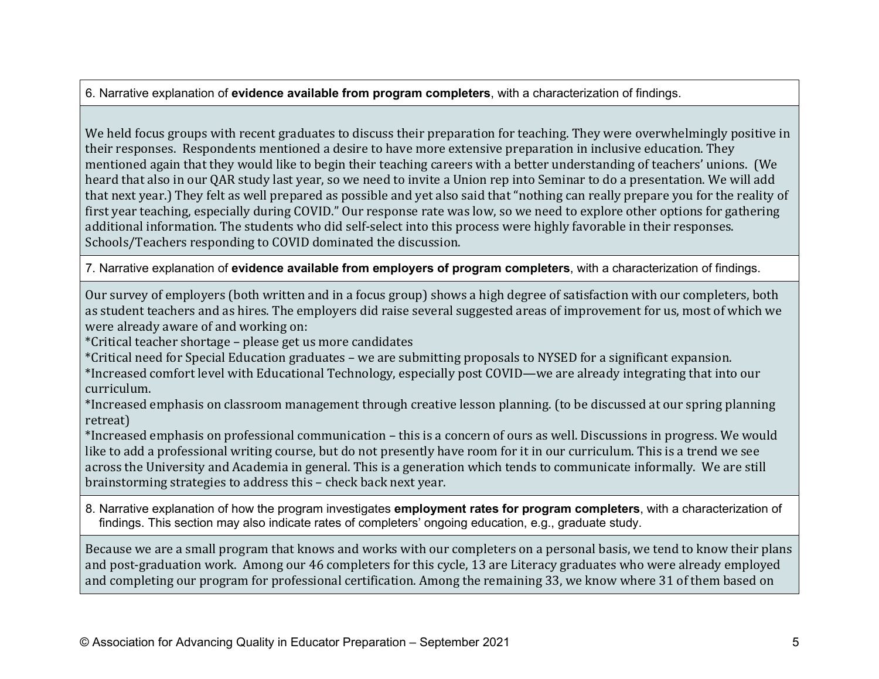6. Narrative explanation of **evidence available from program completers**, with a characterization of findings.

We held focus groups with recent graduates to discuss their preparation for teaching. They were overwhelmingly positive in their responses. Respondents mentioned a desire to have more extensive preparation in inclusive education. They mentioned again that they would like to begin their teaching careers with a better understanding of teachers' unions. (We heard that also in our QAR study last year, so we need to invite a Union rep into Seminar to do a presentation. We will add that next year.) They felt as well prepared as possible and yet also said that "nothing can really prepare you for the reality of first year teaching, especially during COVID." Our response rate was low, so we need to explore other options for gathering additional information. The students who did self-select into this process were highly favorable in their responses. Schools/Teachers responding to COVID dominated the discussion.

7. Narrative explanation of **evidence available from employers of program completers**, with a characterization of findings.

Our survey of employers (both written and in a focus group) shows a high degree of satisfaction with our completers, both as student teachers and as hires. The employers did raise several suggested areas of improvement for us, most of which we were already aware of and working on:
*Critical teacher shortage – please get us more candidates
*Critical need for Special Education graduates – we are submitting proposals to NYSED for a significant expansion.
*Increased comfort level with Educational Technology, especially post COVID—we are already integrating that into our curriculum.
*Increased emphasis on classroom management through creative lesson planning. (to be discussed at our spring planning retreat)
*Increased emphasis on professional communication – this is a concern of ours as well. Discussions in progress. We would like to add a professional writing course, but do not presently have room for it in our curriculum. This is a trend we see across the University and Academia in general. This is a generation which tends to communicate informally. We are still brainstorming strategies to address this – check back next year.

8. Narrative explanation of how the program investigates **employment rates for program completers**, with a characterization of findings. This section may also indicate rates of completers' ongoing education, e.g., graduate study.

Because we are a small program that knows and works with our completers on a personal basis, we tend to know their plans and post-graduation work. Among our 46 completers for this cycle, 13 are Literacy graduates who were already employed and completing our program for professional certification. Among the remaining 33, we know where 31 of them based on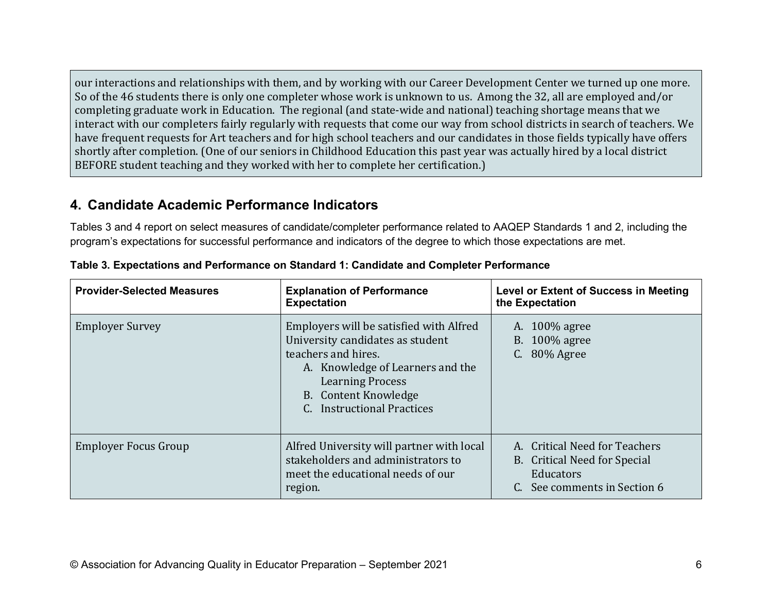our interactions and relationships with them, and by working with our Career Development Center we turned up one more. So of the 46 students there is only one completer whose work is unknown to us. Among the 32, all are employed and/or completing graduate work in Education. The regional (and state-wide and national) teaching shortage means that we interact with our completers fairly regularly with requests that come our way from school districts in search of teachers. We have frequent requests for Art teachers and for high school teachers and our candidates in those fields typically have offers shortly after completion. (One of our seniors in Childhood Education this past year was actually hired by a local district BEFORE student teaching and they worked with her to complete her certification.)

## 4. Candidate Academic Performance Indicators

Tables 3 and 4 report on select measures of candidate/completer performance related to AAQEP Standards 1 and 2, including the program's expectations for successful performance and indicators of the degree to which those expectations are met.

**Table 3. Expectations and Performance on Standard 1: Candidate and Completer Performance**

| Provider-Selected Measures | Explanation of Performance Expectation | Level or Extent of Success in Meeting the Expectation |
|---|---|---|
| Employer Survey | Employers will be satisfied with Alfred University candidates as student teachers and hires.<br>A. Knowledge of Learners and the Learning Process<br>B. Content Knowledge<br>C. Instructional Practices | A. 100% agree<br>B. 100% agree<br>C. 80% Agree |
| Employer Focus Group | Alfred University will partner with local stakeholders and administrators to meet the educational needs of our region. | A. Critical Need for Teachers<br>B. Critical Need for Special Educators<br>C. See comments in Section 6 |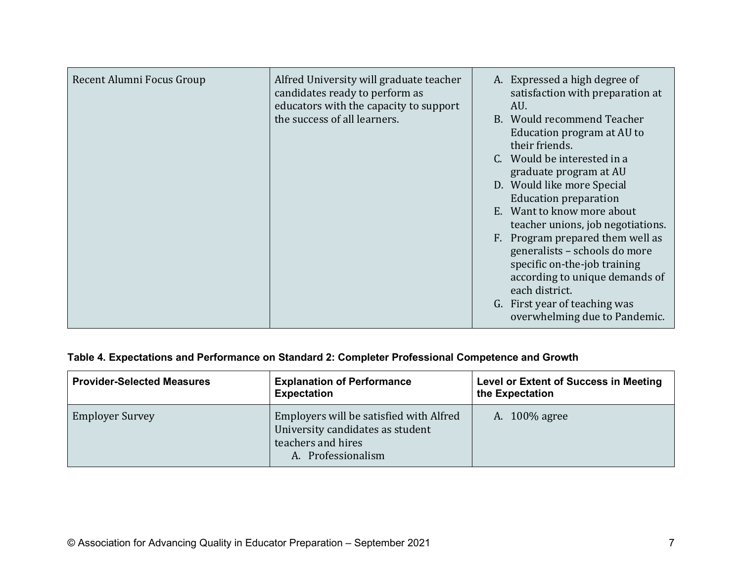| | | |
|---|---|---|
| Recent Alumni Focus Group | Alfred University will graduate teacher candidates ready to perform as educators with the capacity to support the success of all learners. | A. Expressed a high degree of satisfaction with preparation at AU.<br>B. Would recommend Teacher Education program at AU to their friends.<br>C. Would be interested in a graduate program at AU<br>D. Would like more Special Education preparation<br>E. Want to know more about teacher unions, job negotiations.<br>F. Program prepared them well as generalists – schools do more specific on-the-job training according to unique demands of each district.<br>G. First year of teaching was overwhelming due to Pandemic. |

**Table 4. Expectations and Performance on Standard 2: Completer Professional Competence and Growth**

| Provider-Selected Measures | Explanation of Performance Expectation | Level or Extent of Success in Meeting the Expectation |
|---|---|---|
| Employer Survey | Employers will be satisfied with Alfred University candidates as student teachers and hires<br>A. Professionalism | A. 100% agree |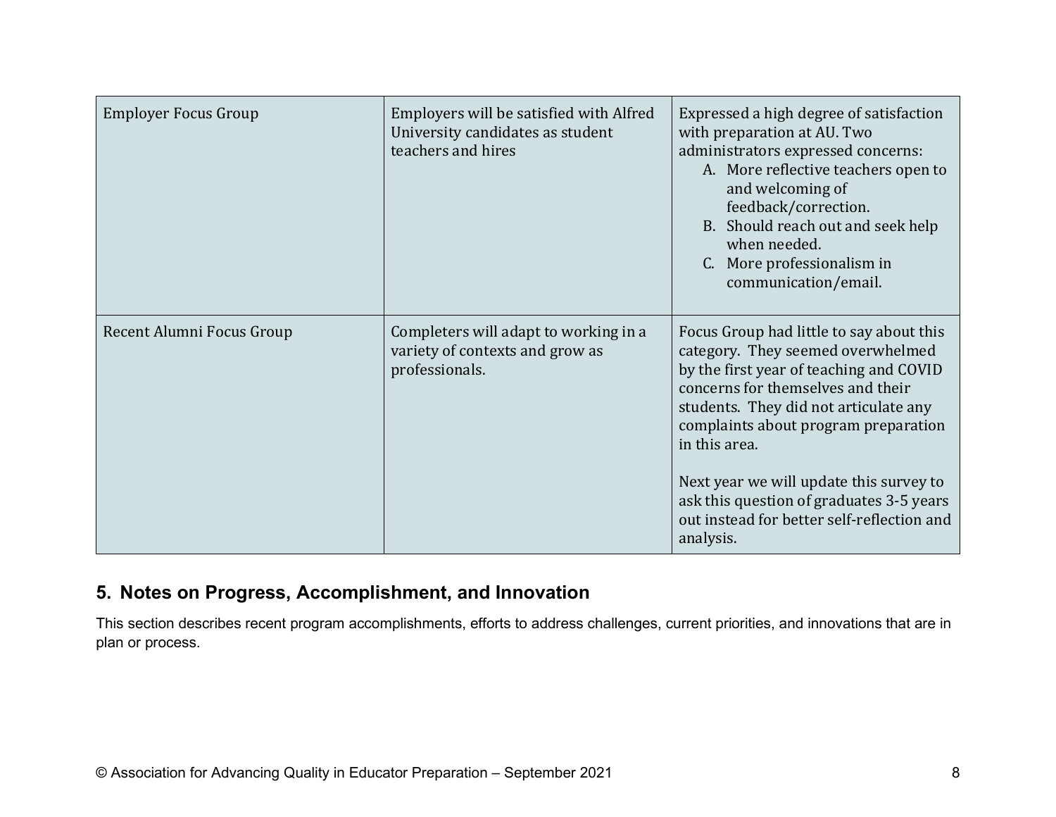| | | |
|---|---|---|
| Employer Focus Group | Employers will be satisfied with Alfred University candidates as student teachers and hires | Expressed a high degree of satisfaction with preparation at AU. Two administrators expressed concerns:<br>A. More reflective teachers open to and welcoming of feedback/correction.<br>B. Should reach out and seek help when needed.<br>C. More professionalism in communication/email. |
| Recent Alumni Focus Group | Completers will adapt to working in a variety of contexts and grow as professionals. | Focus Group had little to say about this category. They seemed overwhelmed by the first year of teaching and COVID concerns for themselves and their students. They did not articulate any complaints about program preparation in this area.<br><br>Next year we will update this survey to ask this question of graduates 3-5 years out instead for better self-reflection and analysis. |

## 5. Notes on Progress, Accomplishment, and Innovation

This section describes recent program accomplishments, efforts to address challenges, current priorities, and innovations that are in plan or process.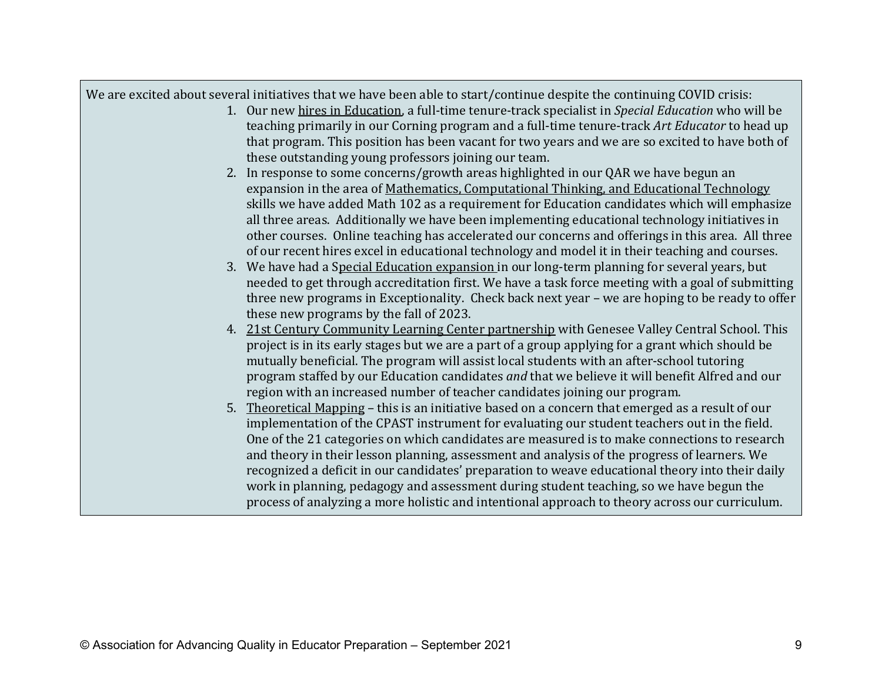We are excited about several initiatives that we have been able to start/continue despite the continuing COVID crisis:

1. Our new hires in Education, a full-time tenure-track specialist in *Special Education* who will be teaching primarily in our Corning program and a full-time tenure-track *Art Educator* to head up that program. This position has been vacant for two years and we are so excited to have both of these outstanding young professors joining our team.
2. In response to some concerns/growth areas highlighted in our QAR we have begun an expansion in the area of Mathematics, Computational Thinking, and Educational Technology skills we have added Math 102 as a requirement for Education candidates which will emphasize all three areas. Additionally we have been implementing educational technology initiatives in other courses. Online teaching has accelerated our concerns and offerings in this area. All three of our recent hires excel in educational technology and model it in their teaching and courses.
3. We have had a Special Education expansion in our long-term planning for several years, but needed to get through accreditation first. We have a task force meeting with a goal of submitting three new programs in Exceptionality. Check back next year – we are hoping to be ready to offer these new programs by the fall of 2023.
4. 21st Century Community Learning Center partnership with Genesee Valley Central School. This project is in its early stages but we are a part of a group applying for a grant which should be mutually beneficial. The program will assist local students with an after-school tutoring program staffed by our Education candidates *and* that we believe it will benefit Alfred and our region with an increased number of teacher candidates joining our program.
5. Theoretical Mapping – this is an initiative based on a concern that emerged as a result of our implementation of the CPAST instrument for evaluating our student teachers out in the field. One of the 21 categories on which candidates are measured is to make connections to research and theory in their lesson planning, assessment and analysis of the progress of learners. We recognized a deficit in our candidates' preparation to weave educational theory into their daily work in planning, pedagogy and assessment during student teaching, so we have begun the process of analyzing a more holistic and intentional approach to theory across our curriculum.